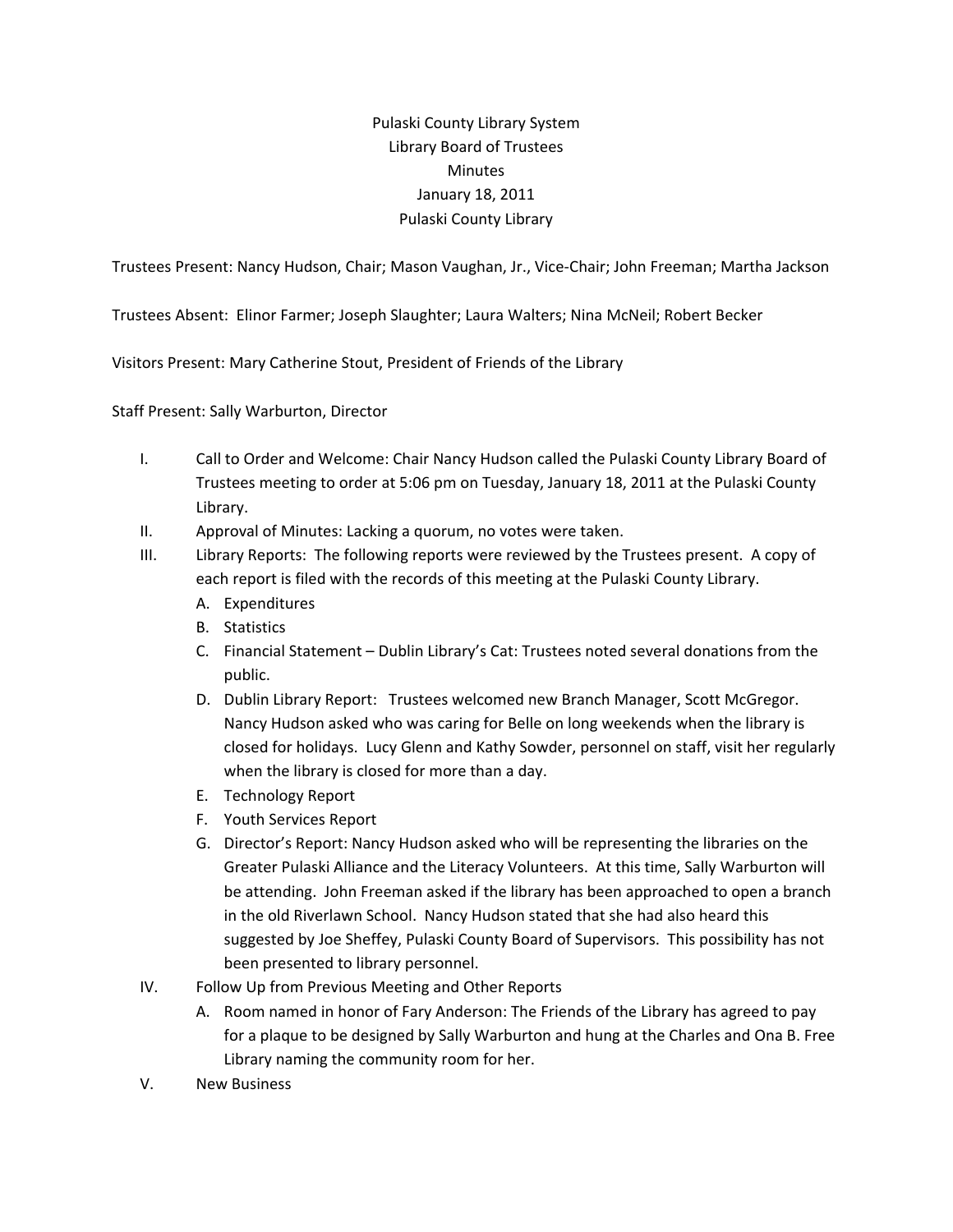Pulaski County Library System
Library Board of Trustees
Minutes
January 18, 2011
Pulaski County Library

Trustees Present: Nancy Hudson, Chair; Mason Vaughan, Jr., Vice-Chair; John Freeman; Martha Jackson

Trustees Absent: Elinor Farmer; Joseph Slaughter; Laura Walters; Nina McNeil; Robert Becker

Visitors Present: Mary Catherine Stout, President of Friends of the Library

Staff Present: Sally Warburton, Director

I. Call to Order and Welcome: Chair Nancy Hudson called the Pulaski County Library Board of Trustees meeting to order at 5:06 pm on Tuesday, January 18, 2011 at the Pulaski County Library.

II. Approval of Minutes: Lacking a quorum, no votes were taken.

III. Library Reports: The following reports were reviewed by the Trustees present. A copy of each report is filed with the records of this meeting at the Pulaski County Library.
   - A. Expenditures
   - B. Statistics
   - C. Financial Statement – Dublin Library's Cat: Trustees noted several donations from the public.
   - D. Dublin Library Report: Trustees welcomed new Branch Manager, Scott McGregor. Nancy Hudson asked who was caring for Belle on long weekends when the library is closed for holidays. Lucy Glenn and Kathy Sowder, personnel on staff, visit her regularly when the library is closed for more than a day.
   - E. Technology Report
   - F. Youth Services Report
   - G. Director's Report: Nancy Hudson asked who will be representing the libraries on the Greater Pulaski Alliance and the Literacy Volunteers. At this time, Sally Warburton will be attending. John Freeman asked if the library has been approached to open a branch in the old Riverlawn School. Nancy Hudson stated that she had also heard this suggested by Joe Sheffey, Pulaski County Board of Supervisors. This possibility has not been presented to library personnel.

IV. Follow Up from Previous Meeting and Other Reports
   - A. Room named in honor of Fary Anderson: The Friends of the Library has agreed to pay for a plaque to be designed by Sally Warburton and hung at the Charles and Ona B. Free Library naming the community room for her.

V. New Business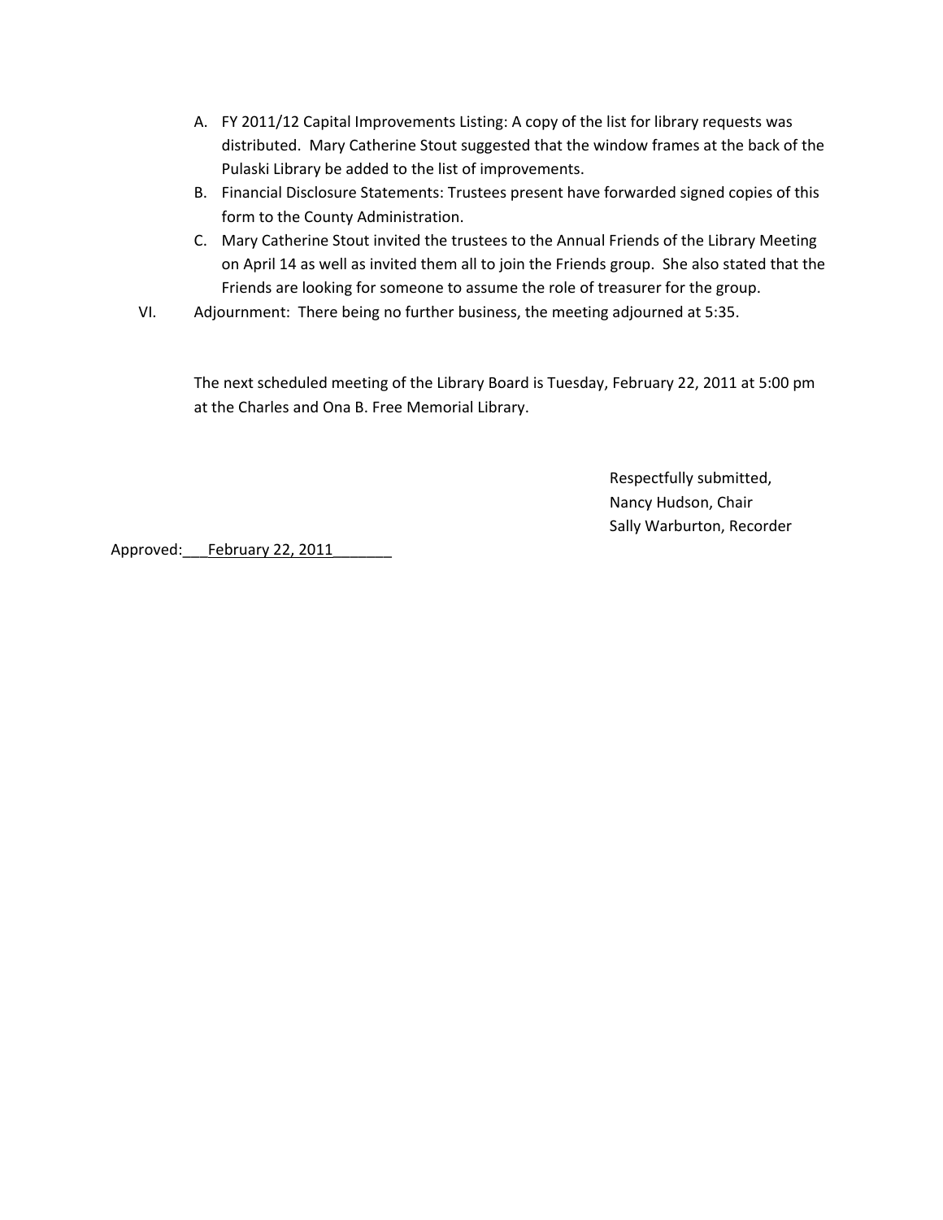A. FY 2011/12 Capital Improvements Listing: A copy of the list for library requests was distributed. Mary Catherine Stout suggested that the window frames at the back of the Pulaski Library be added to the list of improvements.
B. Financial Disclosure Statements: Trustees present have forwarded signed copies of this form to the County Administration.
C. Mary Catherine Stout invited the trustees to the Annual Friends of the Library Meeting on April 14 as well as invited them all to join the Friends group. She also stated that the Friends are looking for someone to assume the role of treasurer for the group.

VI. Adjournment: There being no further business, the meeting adjourned at 5:35.

The next scheduled meeting of the Library Board is Tuesday, February 22, 2011 at 5:00 pm at the Charles and Ona B. Free Memorial Library.

Respectfully submitted,
Nancy Hudson, Chair
Sally Warburton, Recorder

Approved:___February 22, 2011_______